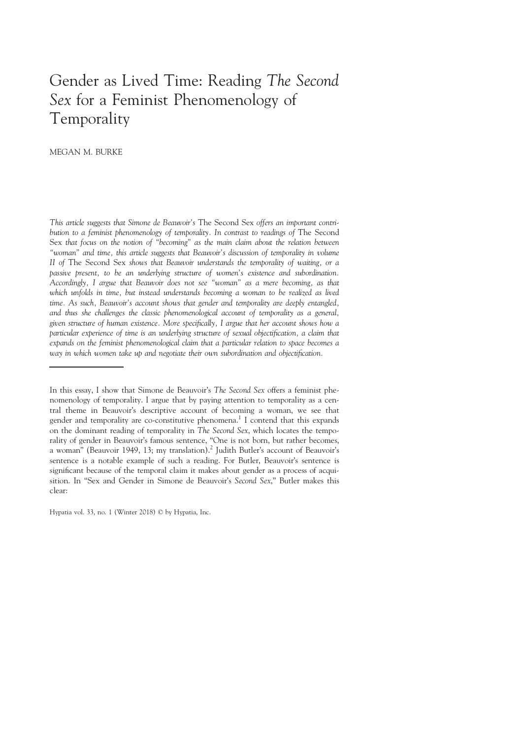# Gender as Lived Time: Reading *The Second Sex* for a Feminist Phenomenology of Temporality

MEGAN M. BURKE

*This article suggests that Simone de Beauvoir's* The Second Sex *offers an important contribution to a feminist phenomenology of temporality. In contrast to readings of* The Second Sex *that focus on the notion of "becoming" as the main claim about the relation between "woman" and time, this article suggests that Beauvoir's discussion of temporality in volume II of* The Second Sex *shows that Beauvoir understands the temporality of waiting, or a passive present, to be an underlying structure of women's existence and subordination. Accordingly, I argue that Beauvoir does not see "woman" as a mere becoming, as that which unfolds in time, but instead understands becoming a woman to be realized as lived time. As such, Beauvoir's account shows that gender and temporality are deeply entangled, and thus she challenges the classic phenomenological account of temporality as a general, given structure of human existence. More specifically, I argue that her account shows how a particular experience of time is an underlying structure of sexual objectification, a claim that expands on the feminist phenomenological claim that a particular relation to space becomes a way in which women take up and negotiate their own subordination and objectification.*

---

In this essay, I show that Simone de Beauvoir's *The Second Sex* offers a feminist phenomenology of temporality. I argue that by paying attention to temporality as a central theme in Beauvoir's descriptive account of becoming a woman, we see that gender and temporality are co-constitutive phenomena.[1] I contend that this expands on the dominant reading of temporality in *The Second Sex*, which locates the temporality of gender in Beauvoir's famous sentence, "One is not born, but rather becomes, a woman" (Beauvoir 1949, 13; my translation).[2] Judith Butler's account of Beauvoir's sentence is a notable example of such a reading. For Butler, Beauvoir's sentence is significant because of the temporal claim it makes about gender as a process of acquisition. In "Sex and Gender in Simone de Beauvoir's *Second Sex*," Butler makes this clear:

Hypatia vol. 33, no. 1 (Winter 2018) © by Hypatia, Inc.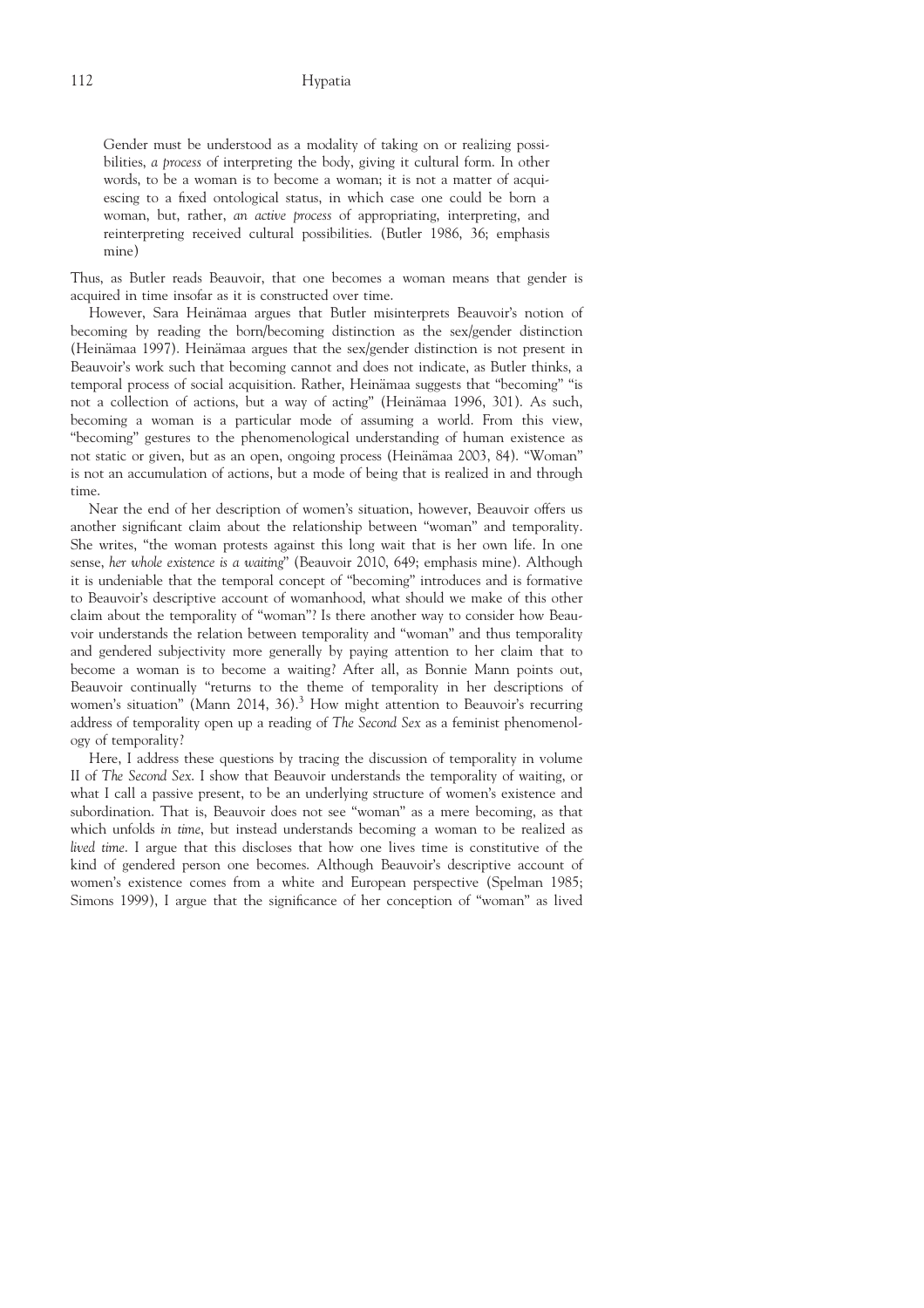> Gender must be understood as a modality of taking on or realizing possibilities, *a process* of interpreting the body, giving it cultural form. In other words, to be a woman is to become a woman; it is not a matter of acquiescing to a fixed ontological status, in which case one could be born a woman, but, rather, *an active process* of appropriating, interpreting, and reinterpreting received cultural possibilities. (Butler 1986, 36; emphasis mine)

Thus, as Butler reads Beauvoir, that one becomes a woman means that gender is acquired in time insofar as it is constructed over time.

However, Sara Heinämaa argues that Butler misinterprets Beauvoir's notion of becoming by reading the born/becoming distinction as the sex/gender distinction (Heinämaa 1997). Heinämaa argues that the sex/gender distinction is not present in Beauvoir's work such that becoming cannot and does not indicate, as Butler thinks, a temporal process of social acquisition. Rather, Heinämaa suggests that "becoming" "is not a collection of actions, but a way of acting" (Heinämaa 1996, 301). As such, becoming a woman is a particular mode of assuming a world. From this view, "becoming" gestures to the phenomenological understanding of human existence as not static or given, but as an open, ongoing process (Heinämaa 2003, 84). "Woman" is not an accumulation of actions, but a mode of being that is realized in and through time.

Near the end of her description of women's situation, however, Beauvoir offers us another significant claim about the relationship between "woman" and temporality. She writes, "the woman protests against this long wait that is her own life. In one sense, *her whole existence is a waiting*" (Beauvoir 2010, 649; emphasis mine). Although it is undeniable that the temporal concept of "becoming" introduces and is formative to Beauvoir's descriptive account of womanhood, what should we make of this other claim about the temporality of "woman"? Is there another way to consider how Beauvoir understands the relation between temporality and "woman" and thus temporality and gendered subjectivity more generally by paying attention to her claim that to become a woman is to become a waiting? After all, as Bonnie Mann points out, Beauvoir continually "returns to the theme of temporality in her descriptions of women's situation" (Mann 2014, 36).[3] How might attention to Beauvoir's recurring address of temporality open up a reading of *The Second Sex* as a feminist phenomenology of temporality?

Here, I address these questions by tracing the discussion of temporality in volume II of *The Second Sex*. I show that Beauvoir understands the temporality of waiting, or what I call a passive present, to be an underlying structure of women's existence and subordination. That is, Beauvoir does not see "woman" as a mere becoming, as that which unfolds *in time*, but instead understands becoming a woman to be realized as *lived time*. I argue that this discloses that how one lives time is constitutive of the kind of gendered person one becomes. Although Beauvoir's descriptive account of women's existence comes from a white and European perspective (Spelman 1985; Simons 1999), I argue that the significance of her conception of "woman" as lived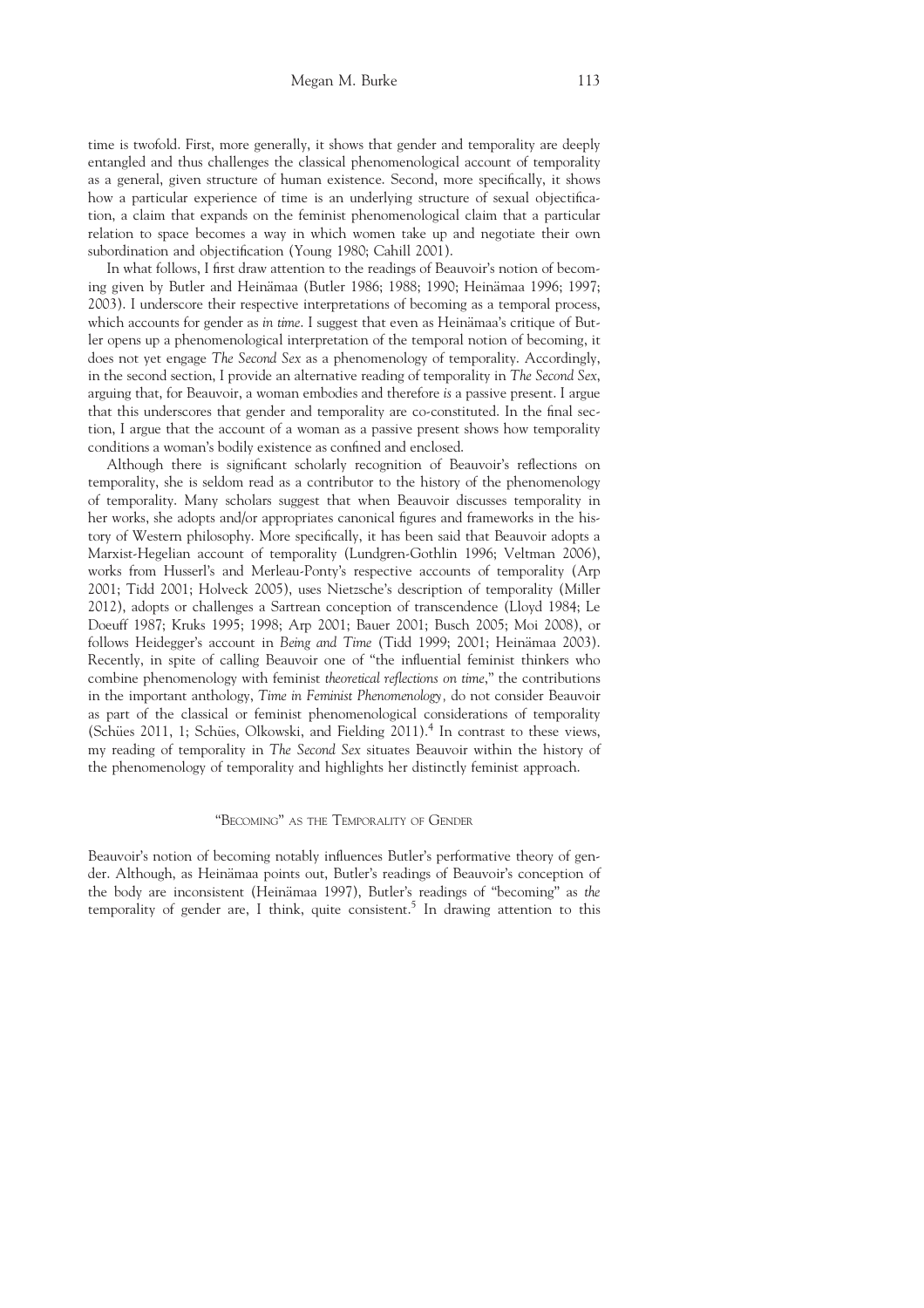time is twofold. First, more generally, it shows that gender and temporality are deeply entangled and thus challenges the classical phenomenological account of temporality as a general, given structure of human existence. Second, more specifically, it shows how a particular experience of time is an underlying structure of sexual objectification, a claim that expands on the feminist phenomenological claim that a particular relation to space becomes a way in which women take up and negotiate their own subordination and objectification (Young 1980; Cahill 2001).

In what follows, I first draw attention to the readings of Beauvoir's notion of becoming given by Butler and Heinämaa (Butler 1986; 1988; 1990; Heinämaa 1996; 1997; 2003). I underscore their respective interpretations of becoming as a temporal process, which accounts for gender as *in time*. I suggest that even as Heinämaa's critique of Butler opens up a phenomenological interpretation of the temporal notion of becoming, it does not yet engage *The Second Sex* as a phenomenology of temporality. Accordingly, in the second section, I provide an alternative reading of temporality in *The Second Sex*, arguing that, for Beauvoir, a woman embodies and therefore *is* a passive present. I argue that this underscores that gender and temporality are co-constituted. In the final section, I argue that the account of a woman as a passive present shows how temporality conditions a woman's bodily existence as confined and enclosed.

Although there is significant scholarly recognition of Beauvoir's reflections on temporality, she is seldom read as a contributor to the history of the phenomenology of temporality. Many scholars suggest that when Beauvoir discusses temporality in her works, she adopts and/or appropriates canonical figures and frameworks in the history of Western philosophy. More specifically, it has been said that Beauvoir adopts a Marxist-Hegelian account of temporality (Lundgren-Gothlin 1996; Veltman 2006), works from Husserl's and Merleau-Ponty's respective accounts of temporality (Arp 2001; Tidd 2001; Holveck 2005), uses Nietzsche's description of temporality (Miller 2012), adopts or challenges a Sartrean conception of transcendence (Lloyd 1984; Le Doeuff 1987; Kruks 1995; 1998; Arp 2001; Bauer 2001; Busch 2005; Moi 2008), or follows Heidegger's account in *Being and Time* (Tidd 1999; 2001; Heinämaa 2003). Recently, in spite of calling Beauvoir one of "the influential feminist thinkers who combine phenomenology with feminist *theoretical reflections on time*," the contributions in the important anthology, *Time in Feminist Phenomenology*, do not consider Beauvoir as part of the classical or feminist phenomenological considerations of temporality (Schües 2011, 1; Schües, Olkowski, and Fielding 2011).[4] In contrast to these views, my reading of temporality in *The Second Sex* situates Beauvoir within the history of the phenomenology of temporality and highlights her distinctly feminist approach.

## "Becoming" as the Temporality of Gender

Beauvoir's notion of becoming notably influences Butler's performative theory of gender. Although, as Heinämaa points out, Butler's readings of Beauvoir's conception of the body are inconsistent (Heinämaa 1997), Butler's readings of "becoming" as *the* temporality of gender are, I think, quite consistent.[5] In drawing attention to this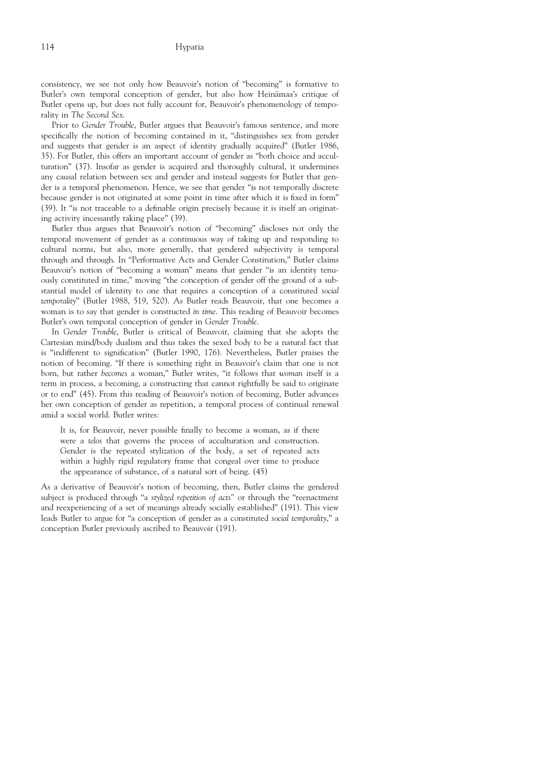consistency, we see not only how Beauvoir's notion of "becoming" is formative to Butler's own temporal conception of gender, but also how Heinämaa's critique of Butler opens up, but does not fully account for, Beauvoir's phenomenology of temporality in *The Second Sex*.

Prior to *Gender Trouble*, Butler argues that Beauvoir's famous sentence, and more specifically the notion of becoming contained in it, "distinguishes sex from gender and suggests that gender is an aspect of identity gradually acquired" (Butler 1986, 35). For Butler, this offers an important account of gender as "both choice and acculturation" (37). Insofar as gender is acquired and thoroughly cultural, it undermines any causal relation between sex and gender and instead suggests for Butler that gender is a temporal phenomenon. Hence, we see that gender "is not temporally discrete because gender is not originated at some point in time after which it is fixed in form" (39). It "is not traceable to a definable origin precisely because it is itself an originating activity incessantly taking place" (39).

Butler thus argues that Beauvoir's notion of "becoming" discloses not only the temporal movement of gender as a continuous way of taking up and responding to cultural norms, but also, more generally, that gendered subjectivity is temporal through and through. In "Performative Acts and Gender Constitution," Butler claims Beauvoir's notion of "becoming a woman" means that gender "is an identity tenuously constituted in time," moving "the conception of gender off the ground of a substantial model of identity to one that requires a conception of a constituted *social temporality*" (Butler 1988, 519, 520). As Butler reads Beauvoir, that one becomes a woman is to say that gender is constructed *in time*. This reading of Beauvoir becomes Butler's own temporal conception of gender in *Gender Trouble*.

In *Gender Trouble*, Butler is critical of Beauvoir, claiming that she adopts the Cartesian mind/body dualism and thus takes the sexed body to be a natural fact that is "indifferent to signification" (Butler 1990, 176). Nevertheless, Butler praises the notion of becoming. "If there is something right in Beauvoir's claim that one is not born, but rather *becomes* a woman," Butler writes, "it follows that *woman* itself is a term in process, a becoming, a constructing that cannot rightfully be said to originate or to end" (45). From this reading of Beauvoir's notion of becoming, Butler advances her own conception of gender as repetition, a temporal process of continual renewal amid a social world. Butler writes:

> It is, for Beauvoir, never possible finally to become a woman, as if there were a *telos* that governs the process of acculturation and construction. Gender is the repeated stylization of the body, a set of repeated acts within a highly rigid regulatory frame that congeal over time to produce the appearance of substance, of a natural sort of being. (45)

As a derivative of Beauvoir's notion of becoming, then, Butler claims the gendered subject is produced through "a *stylized repetition of acts*" or through the "reenactment and reexperiencing of a set of meanings already socially established" (191). This view leads Butler to argue for "a conception of gender as a constituted *social temporality*," a conception Butler previously ascribed to Beauvoir (191).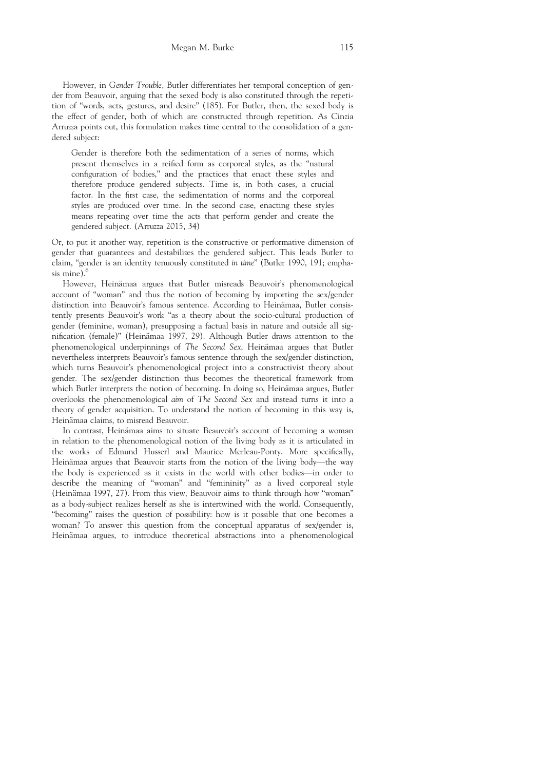However, in *Gender Trouble*, Butler differentiates her temporal conception of gender from Beauvoir, arguing that the sexed body is also constituted through the repetition of "words, acts, gestures, and desire" (185). For Butler, then, the sexed body is the effect of gender, both of which are constructed through repetition. As Cinzia Arruzza points out, this formulation makes time central to the consolidation of a gendered subject:

> Gender is therefore both the sedimentation of a series of norms, which present themselves in a reified form as corporeal styles, as the "natural configuration of bodies," and the practices that enact these styles and therefore produce gendered subjects. Time is, in both cases, a crucial factor. In the first case, the sedimentation of norms and the corporeal styles are produced over time. In the second case, enacting these styles means repeating over time the acts that perform gender and create the gendered subject. (Arruzza 2015, 34)

Or, to put it another way, repetition is the constructive or performative dimension of gender that guarantees and destabilizes the gendered subject. This leads Butler to claim, "gender is an identity tenuously constituted *in time*" (Butler 1990, 191; emphasis mine).[6]

However, Heinämaa argues that Butler misreads Beauvoir's phenomenological account of "woman" and thus the notion of becoming by importing the sex/gender distinction into Beauvoir's famous sentence. According to Heinämaa, Butler consistently presents Beauvoir's work "as a theory about the socio-cultural production of gender (feminine, woman), presupposing a factual basis in nature and outside all signification (female)" (Heinämaa 1997, 29). Although Butler draws attention to the phenomenological underpinnings of *The Second Sex*, Heinämaa argues that Butler nevertheless interprets Beauvoir's famous sentence through the sex/gender distinction, which turns Beauvoir's phenomenological project into a constructivist theory about gender. The sex/gender distinction thus becomes the theoretical framework from which Butler interprets the notion of becoming. In doing so, Heinämaa argues, Butler overlooks the phenomenological *aim* of *The Second Sex* and instead turns it into a theory of gender acquisition. To understand the notion of becoming in this way is, Heinämaa claims, to misread Beauvoir.

In contrast, Heinämaa aims to situate Beauvoir's account of becoming a woman in relation to the phenomenological notion of the living body as it is articulated in the works of Edmund Husserl and Maurice Merleau-Ponty. More specifically, Heinämaa argues that Beauvoir starts from the notion of the living body—the way the body is experienced as it exists in the world with other bodies—in order to describe the meaning of "woman" and "femininity" as a lived corporeal style (Heinämaa 1997, 27). From this view, Beauvoir aims to think through how "woman" as a body-subject realizes herself as she is intertwined with the world. Consequently, "becoming" raises the question of possibility: how is it possible that one becomes a woman? To answer this question from the conceptual apparatus of sex/gender is, Heinämaa argues, to introduce theoretical abstractions into a phenomenological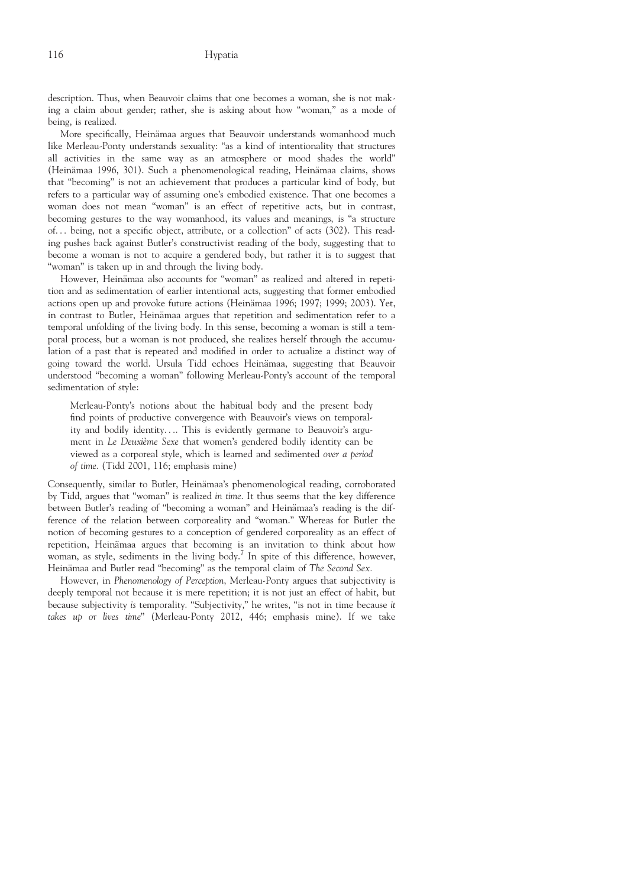description. Thus, when Beauvoir claims that one becomes a woman, she is not making a claim about gender; rather, she is asking about how "woman," as a mode of being, is realized.

More specifically, Heinämaa argues that Beauvoir understands womanhood much like Merleau-Ponty understands sexuality: "as a kind of intentionality that structures all activities in the same way as an atmosphere or mood shades the world" (Heinämaa 1996, 301). Such a phenomenological reading, Heinämaa claims, shows that "becoming" is not an achievement that produces a particular kind of body, but refers to a particular way of assuming one's embodied existence. That one becomes a woman does not mean "woman" is an effect of repetitive acts, but in contrast, becoming gestures to the way womanhood, its values and meanings, is "a structure of… being, not a specific object, attribute, or a collection" of acts (302). This reading pushes back against Butler's constructivist reading of the body, suggesting that to become a woman is not to acquire a gendered body, but rather it is to suggest that "woman" is taken up in and through the living body.

However, Heinämaa also accounts for "woman" as realized and altered in repetition and as sedimentation of earlier intentional acts, suggesting that former embodied actions open up and provoke future actions (Heinämaa 1996; 1997; 1999; 2003). Yet, in contrast to Butler, Heinämaa argues that repetition and sedimentation refer to a temporal unfolding of the living body. In this sense, becoming a woman is still a temporal process, but a woman is not produced, she realizes herself through the accumulation of a past that is repeated and modified in order to actualize a distinct way of going toward the world. Ursula Tidd echoes Heinämaa, suggesting that Beauvoir understood "becoming a woman" following Merleau-Ponty's account of the temporal sedimentation of style:

> Merleau-Ponty's notions about the habitual body and the present body find points of productive convergence with Beauvoir's views on temporality and bodily identity…. This is evidently germane to Beauvoir's argument in *Le Deuxième Sexe* that women's gendered bodily identity can be viewed as a corporeal style, which is learned and sedimented *over a period of time*. (Tidd 2001, 116; emphasis mine)

Consequently, similar to Butler, Heinämaa's phenomenological reading, corroborated by Tidd, argues that "woman" is realized *in time*. It thus seems that the key difference between Butler's reading of "becoming a woman" and Heinämaa's reading is the difference of the relation between corporeality and "woman." Whereas for Butler the notion of becoming gestures to a conception of gendered corporeality as an effect of repetition, Heinämaa argues that becoming is an invitation to think about how woman, as style, sediments in the living body.[7] In spite of this difference, however, Heinämaa and Butler read "becoming" as the temporal claim of *The Second Sex*.

However, in *Phenomenology of Perception*, Merleau-Ponty argues that subjectivity is deeply temporal not because it is mere repetition; it is not just an effect of habit, but because subjectivity *is* temporality. "Subjectivity," he writes, "is not in time because *it takes up or lives time*" (Merleau-Ponty 2012, 446; emphasis mine). If we take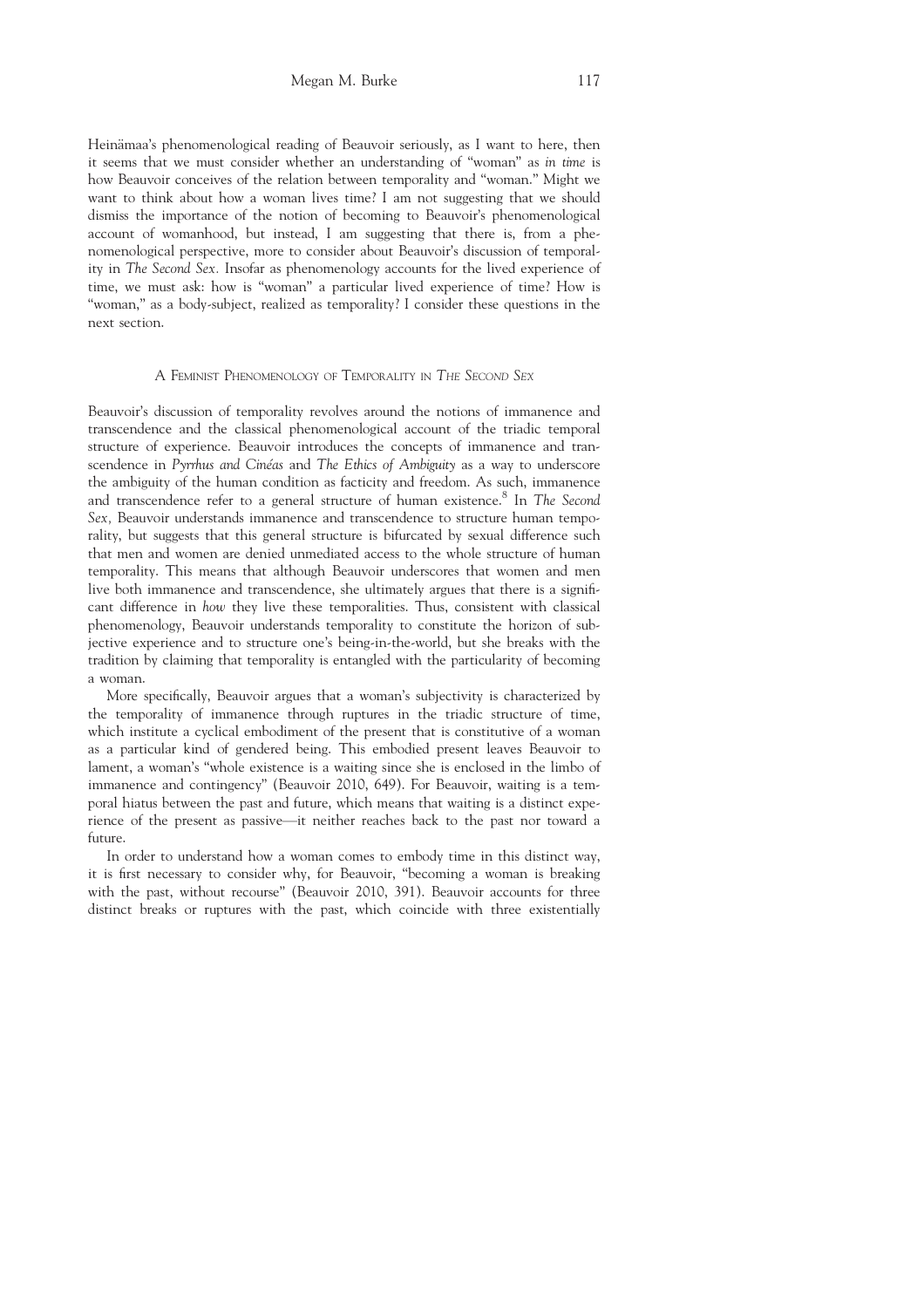Heinämaa's phenomenological reading of Beauvoir seriously, as I want to here, then it seems that we must consider whether an understanding of "woman" as *in time* is how Beauvoir conceives of the relation between temporality and "woman." Might we want to think about how a woman lives time? I am not suggesting that we should dismiss the importance of the notion of becoming to Beauvoir's phenomenological account of womanhood, but instead, I am suggesting that there is, from a phenomenological perspective, more to consider about Beauvoir's discussion of temporality in *The Second Sex.* Insofar as phenomenology accounts for the lived experience of time, we must ask: how is "woman" a particular lived experience of time? How is "woman," as a body-subject, realized as temporality? I consider these questions in the next section.

## A Feminist Phenomenology of Temporality in *The Second Sex*

Beauvoir's discussion of temporality revolves around the notions of immanence and transcendence and the classical phenomenological account of the triadic temporal structure of experience. Beauvoir introduces the concepts of immanence and transcendence in *Pyrrhus and Cinéas* and *The Ethics of Ambiguity* as a way to underscore the ambiguity of the human condition as facticity and freedom. As such, immanence and transcendence refer to a general structure of human existence.[8] In *The Second Sex,* Beauvoir understands immanence and transcendence to structure human temporality, but suggests that this general structure is bifurcated by sexual difference such that men and women are denied unmediated access to the whole structure of human temporality. This means that although Beauvoir underscores that women and men live both immanence and transcendence, she ultimately argues that there is a significant difference in *how* they live these temporalities. Thus, consistent with classical phenomenology, Beauvoir understands temporality to constitute the horizon of subjective experience and to structure one's being-in-the-world, but she breaks with the tradition by claiming that temporality is entangled with the particularity of becoming a woman.

More specifically, Beauvoir argues that a woman's subjectivity is characterized by the temporality of immanence through ruptures in the triadic structure of time, which institute a cyclical embodiment of the present that is constitutive of a woman as a particular kind of gendered being. This embodied present leaves Beauvoir to lament, a woman's "whole existence is a waiting since she is enclosed in the limbo of immanence and contingency" (Beauvoir 2010, 649). For Beauvoir, waiting is a temporal hiatus between the past and future, which means that waiting is a distinct experience of the present as passive—it neither reaches back to the past nor toward a future.

In order to understand how a woman comes to embody time in this distinct way, it is first necessary to consider why, for Beauvoir, "becoming a woman is breaking with the past, without recourse" (Beauvoir 2010, 391). Beauvoir accounts for three distinct breaks or ruptures with the past, which coincide with three existentially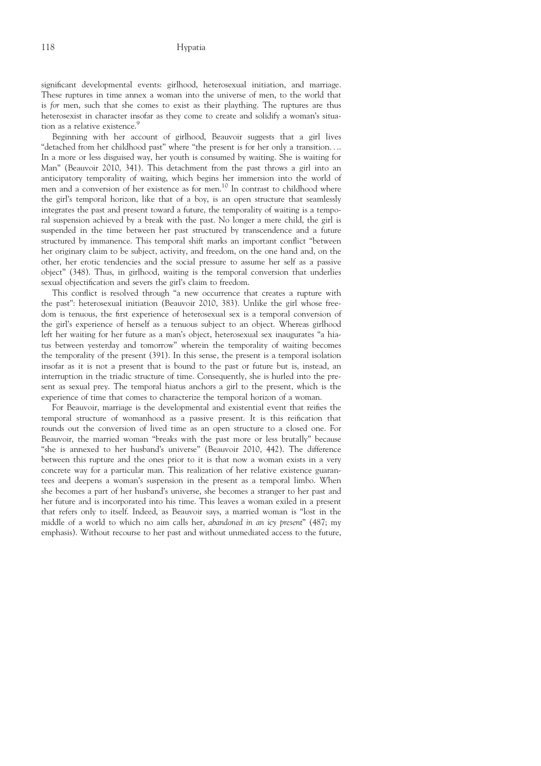significant developmental events: girlhood, heterosexual initiation, and marriage. These ruptures in time annex a woman into the universe of men, to the world that is *for* men, such that she comes to exist as their plaything. The ruptures are thus heterosexist in character insofar as they come to create and solidify a woman's situation as a relative existence.[9]

Beginning with her account of girlhood, Beauvoir suggests that a girl lives "detached from her childhood past" where "the present is for her only a transition. … In a more or less disguised way, her youth is consumed by waiting. She is waiting for Man" (Beauvoir 2010, 341). This detachment from the past throws a girl into an anticipatory temporality of waiting, which begins her immersion into the world of men and a conversion of her existence as for men.[10] In contrast to childhood where the girl's temporal horizon, like that of a boy, is an open structure that seamlessly integrates the past and present toward a future, the temporality of waiting is a temporal suspension achieved by a break with the past. No longer a mere child, the girl is suspended in the time between her past structured by transcendence and a future structured by immanence. This temporal shift marks an important conflict "between her originary claim to be subject, activity, and freedom, on the one hand and, on the other, her erotic tendencies and the social pressure to assume her self as a passive object" (348). Thus, in girlhood, waiting is the temporal conversion that underlies sexual objectification and severs the girl's claim to freedom.

This conflict is resolved through "a new occurrence that creates a rupture with the past": heterosexual initiation (Beauvoir 2010, 383). Unlike the girl whose freedom is tenuous, the first experience of heterosexual sex is a temporal conversion of the girl's experience of herself as a tenuous subject to an object. Whereas girlhood left her waiting for her future as a man's object, heterosexual sex inaugurates "a hiatus between yesterday and tomorrow" wherein the temporality of waiting becomes the temporality of the present (391). In this sense, the present is a temporal isolation insofar as it is not a present that is bound to the past or future but is, instead, an interruption in the triadic structure of time. Consequently, she is hurled into the present as sexual prey. The temporal hiatus anchors a girl to the present, which is the experience of time that comes to characterize the temporal horizon of a woman.

For Beauvoir, marriage is the developmental and existential event that reifies the temporal structure of womanhood as a passive present. It is this reification that rounds out the conversion of lived time as an open structure to a closed one. For Beauvoir, the married woman "breaks with the past more or less brutally" because "she is annexed to her husband's universe" (Beauvoir 2010, 442). The difference between this rupture and the ones prior to it is that now a woman exists in a very concrete way for a particular man. This realization of her relative existence guarantees and deepens a woman's suspension in the present as a temporal limbo. When she becomes a part of her husband's universe, she becomes a stranger to her past and her future and is incorporated into his time. This leaves a woman exiled in a present that refers only to itself. Indeed, as Beauvoir says, a married woman is "lost in the middle of a world to which no aim calls her, *abandoned in an icy present*" (487; my emphasis). Without recourse to her past and without unmediated access to the future,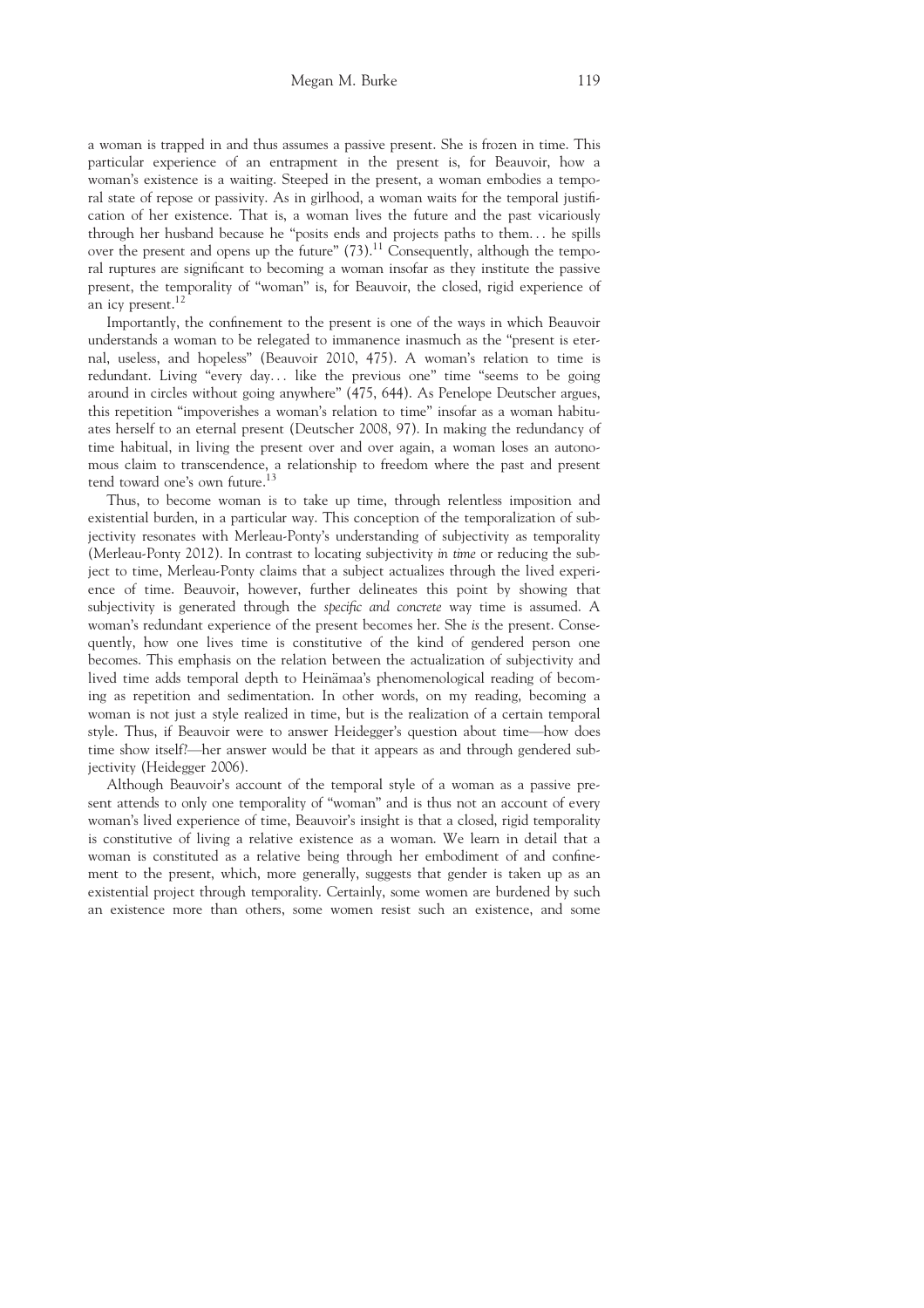a woman is trapped in and thus assumes a passive present. She is frozen in time. This particular experience of an entrapment in the present is, for Beauvoir, how a woman's existence is a waiting. Steeped in the present, a woman embodies a temporal state of repose or passivity. As in girlhood, a woman waits for the temporal justification of her existence. That is, a woman lives the future and the past vicariously through her husband because he "posits ends and projects paths to them... he spills over the present and opens up the future" (73).[11] Consequently, although the temporal ruptures are significant to becoming a woman insofar as they institute the passive present, the temporality of "woman" is, for Beauvoir, the closed, rigid experience of an icy present.[12]

Importantly, the confinement to the present is one of the ways in which Beauvoir understands a woman to be relegated to immanence inasmuch as the "present is eternal, useless, and hopeless" (Beauvoir 2010, 475). A woman's relation to time is redundant. Living "every day... like the previous one" time "seems to be going around in circles without going anywhere" (475, 644). As Penelope Deutscher argues, this repetition "impoverishes a woman's relation to time" insofar as a woman habituates herself to an eternal present (Deutscher 2008, 97). In making the redundancy of time habitual, in living the present over and over again, a woman loses an autonomous claim to transcendence, a relationship to freedom where the past and present tend toward one's own future.[13]

Thus, to become woman is to take up time, through relentless imposition and existential burden, in a particular way. This conception of the temporalization of subjectivity resonates with Merleau-Ponty's understanding of subjectivity as temporality (Merleau-Ponty 2012). In contrast to locating subjectivity *in time* or reducing the subject to time, Merleau-Ponty claims that a subject actualizes through the lived experience of time. Beauvoir, however, further delineates this point by showing that subjectivity is generated through the *specific and concrete* way time is assumed. A woman's redundant experience of the present becomes her. She *is* the present. Consequently, how one lives time is constitutive of the kind of gendered person one becomes. This emphasis on the relation between the actualization of subjectivity and lived time adds temporal depth to Heinämaa's phenomenological reading of becoming as repetition and sedimentation. In other words, on my reading, becoming a woman is not just a style realized in time, but is the realization of a certain temporal style. Thus, if Beauvoir were to answer Heidegger's question about time—how does time show itself?—her answer would be that it appears as and through gendered subjectivity (Heidegger 2006).

Although Beauvoir's account of the temporal style of a woman as a passive present attends to only one temporality of "woman" and is thus not an account of every woman's lived experience of time, Beauvoir's insight is that a closed, rigid temporality is constitutive of living a relative existence as a woman. We learn in detail that a woman is constituted as a relative being through her embodiment of and confinement to the present, which, more generally, suggests that gender is taken up as an existential project through temporality. Certainly, some women are burdened by such an existence more than others, some women resist such an existence, and some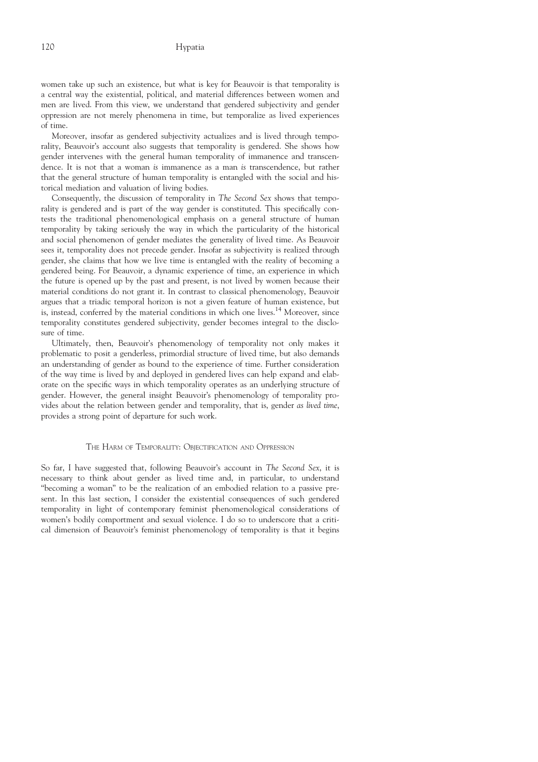women take up such an existence, but what is key for Beauvoir is that temporality is a central way the existential, political, and material differences between women and men are lived. From this view, we understand that gendered subjectivity and gender oppression are not merely phenomena in time, but temporalize as lived experiences of time.

Moreover, insofar as gendered subjectivity actualizes and is lived through temporality, Beauvoir's account also suggests that temporality is gendered. She shows how gender intervenes with the general human temporality of immanence and transcendence. It is not that a woman *is* immanence as a man *is* transcendence, but rather that the general structure of human temporality is entangled with the social and historical mediation and valuation of living bodies.

Consequently, the discussion of temporality in *The Second Sex* shows that temporality is gendered and is part of the way gender is constituted. This specifically contests the traditional phenomenological emphasis on a general structure of human temporality by taking seriously the way in which the particularity of the historical and social phenomenon of gender mediates the generality of lived time. As Beauvoir sees it, temporality does not precede gender. Insofar as subjectivity is realized through gender, she claims that how we live time is entangled with the reality of becoming a gendered being. For Beauvoir, a dynamic experience of time, an experience in which the future is opened up by the past and present, is not lived by women because their material conditions do not grant it. In contrast to classical phenomenology, Beauvoir argues that a triadic temporal horizon is not a given feature of human existence, but is, instead, conferred by the material conditions in which one lives.[14] Moreover, since temporality constitutes gendered subjectivity, gender becomes integral to the disclosure of time.

Ultimately, then, Beauvoir's phenomenology of temporality not only makes it problematic to posit a genderless, primordial structure of lived time, but also demands an understanding of gender as bound to the experience of time. Further consideration of the way time is lived by and deployed in gendered lives can help expand and elaborate on the specific ways in which temporality operates as an underlying structure of gender. However, the general insight Beauvoir's phenomenology of temporality provides about the relation between gender and temporality, that is, gender *as lived time*, provides a strong point of departure for such work.

## The Harm of Temporality: Objectification and Oppression

So far, I have suggested that, following Beauvoir's account in *The Second Sex*, it is necessary to think about gender as lived time and, in particular, to understand "becoming a woman" to be the realization of an embodied relation to a passive present. In this last section, I consider the existential consequences of such gendered temporality in light of contemporary feminist phenomenological considerations of women's bodily comportment and sexual violence. I do so to underscore that a critical dimension of Beauvoir's feminist phenomenology of temporality is that it begins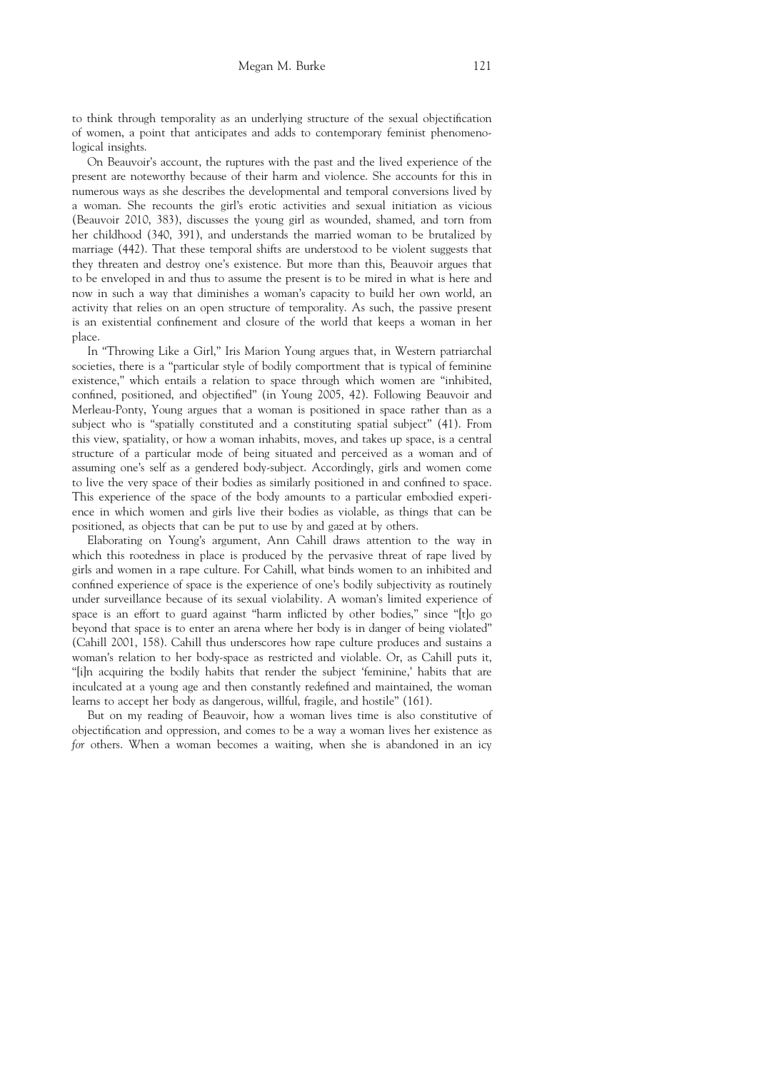to think through temporality as an underlying structure of the sexual objectification of women, a point that anticipates and adds to contemporary feminist phenomenological insights.

On Beauvoir's account, the ruptures with the past and the lived experience of the present are noteworthy because of their harm and violence. She accounts for this in numerous ways as she describes the developmental and temporal conversions lived by a woman. She recounts the girl's erotic activities and sexual initiation as vicious (Beauvoir 2010, 383), discusses the young girl as wounded, shamed, and torn from her childhood (340, 391), and understands the married woman to be brutalized by marriage (442). That these temporal shifts are understood to be violent suggests that they threaten and destroy one's existence. But more than this, Beauvoir argues that to be enveloped in and thus to assume the present is to be mired in what is here and now in such a way that diminishes a woman's capacity to build her own world, an activity that relies on an open structure of temporality. As such, the passive present is an existential confinement and closure of the world that keeps a woman in her place.

In "Throwing Like a Girl," Iris Marion Young argues that, in Western patriarchal societies, there is a "particular style of bodily comportment that is typical of feminine existence," which entails a relation to space through which women are "inhibited, confined, positioned, and objectified" (in Young 2005, 42). Following Beauvoir and Merleau-Ponty, Young argues that a woman is positioned in space rather than as a subject who is "spatially constituted and a constituting spatial subject" (41). From this view, spatiality, or how a woman inhabits, moves, and takes up space, is a central structure of a particular mode of being situated and perceived as a woman and of assuming one's self as a gendered body-subject. Accordingly, girls and women come to live the very space of their bodies as similarly positioned in and confined to space. This experience of the space of the body amounts to a particular embodied experience in which women and girls live their bodies as violable, as things that can be positioned, as objects that can be put to use by and gazed at by others.

Elaborating on Young's argument, Ann Cahill draws attention to the way in which this rootedness in place is produced by the pervasive threat of rape lived by girls and women in a rape culture. For Cahill, what binds women to an inhibited and confined experience of space is the experience of one's bodily subjectivity as routinely under surveillance because of its sexual violability. A woman's limited experience of space is an effort to guard against "harm inflicted by other bodies," since "[t]o go beyond that space is to enter an arena where her body is in danger of being violated" (Cahill 2001, 158). Cahill thus underscores how rape culture produces and sustains a woman's relation to her body-space as restricted and violable. Or, as Cahill puts it, "[i]n acquiring the bodily habits that render the subject 'feminine,' habits that are inculcated at a young age and then constantly redefined and maintained, the woman learns to accept her body as dangerous, willful, fragile, and hostile" (161).

But on my reading of Beauvoir, how a woman lives time is also constitutive of objectification and oppression, and comes to be a way a woman lives her existence as *for* others. When a woman becomes a waiting, when she is abandoned in an icy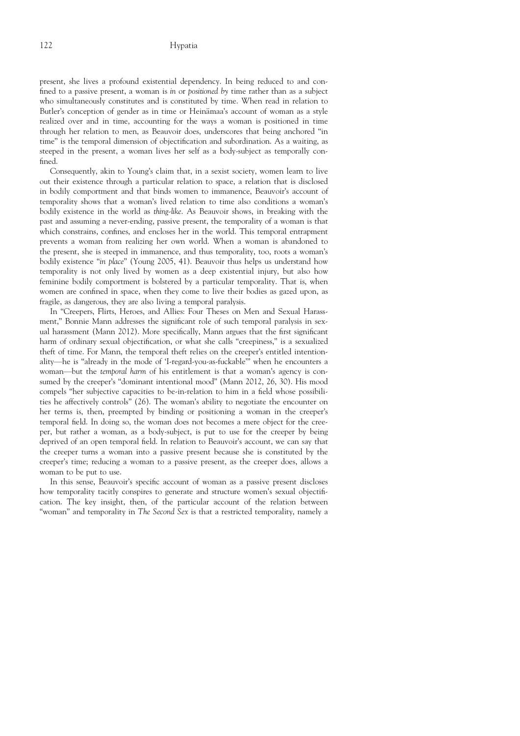present, she lives a profound existential dependency. In being reduced to and confined to a passive present, a woman is *in* or *positioned by* time rather than as a subject who simultaneously constitutes and is constituted by time. When read in relation to Butler's conception of gender as in time or Heinämaa's account of woman as a style realized over and in time, accounting for the ways a woman is positioned in time through her relation to men, as Beauvoir does, underscores that being anchored "in time" is the temporal dimension of objectification and subordination. As a waiting, as steeped in the present, a woman lives her self as a body-subject as temporally confined.

Consequently, akin to Young's claim that, in a sexist society, women learn to live out their existence through a particular relation to space, a relation that is disclosed in bodily comportment and that binds women to immanence, Beauvoir's account of temporality shows that a woman's lived relation to time also conditions a woman's bodily existence in the world as *thing-like*. As Beauvoir shows, in breaking with the past and assuming a never-ending, passive present, the temporality of a woman is that which constrains, confines, and encloses her in the world. This temporal entrapment prevents a woman from realizing her own world. When a woman is abandoned to the present, she is steeped in immanence, and thus temporality, too, roots a woman's bodily existence "*in place*" (Young 2005, 41). Beauvoir thus helps us understand how temporality is not only lived by women as a deep existential injury, but also how feminine bodily comportment is bolstered by a particular temporality. That is, when women are confined in space, when they come to live their bodies as gazed upon, as fragile, as dangerous, they are also living a temporal paralysis.

In "Creepers, Flirts, Heroes, and Allies: Four Theses on Men and Sexual Harassment," Bonnie Mann addresses the significant role of such temporal paralysis in sexual harassment (Mann 2012). More specifically, Mann argues that the first significant harm of ordinary sexual objectification, or what she calls "creepiness," is a sexualized theft of time. For Mann, the temporal theft relies on the creeper's entitled intentionality—he is "already in the mode of 'I-regard-you-as-fuckable'" when he encounters a woman—but the *temporal harm* of his entitlement is that a woman's agency is consumed by the creeper's "dominant intentional mood" (Mann 2012, 26, 30). His mood compels "her subjective capacities to be-in-relation to him in a field whose possibilities he affectively controls" (26). The woman's ability to negotiate the encounter on her terms is, then, preempted by binding or positioning a woman in the creeper's temporal field. In doing so, the woman does not becomes a mere object for the creeper, but rather a woman, as a body-subject, is put to use for the creeper by being deprived of an open temporal field. In relation to Beauvoir's account, we can say that the creeper turns a woman into a passive present because she is constituted by the creeper's time; reducing a woman to a passive present, as the creeper does, allows a woman to be put to use.

In this sense, Beauvoir's specific account of woman as a passive present discloses how temporality tacitly conspires to generate and structure women's sexual objectification. The key insight, then, of the particular account of the relation between "woman" and temporality in *The Second Sex* is that a restricted temporality, namely a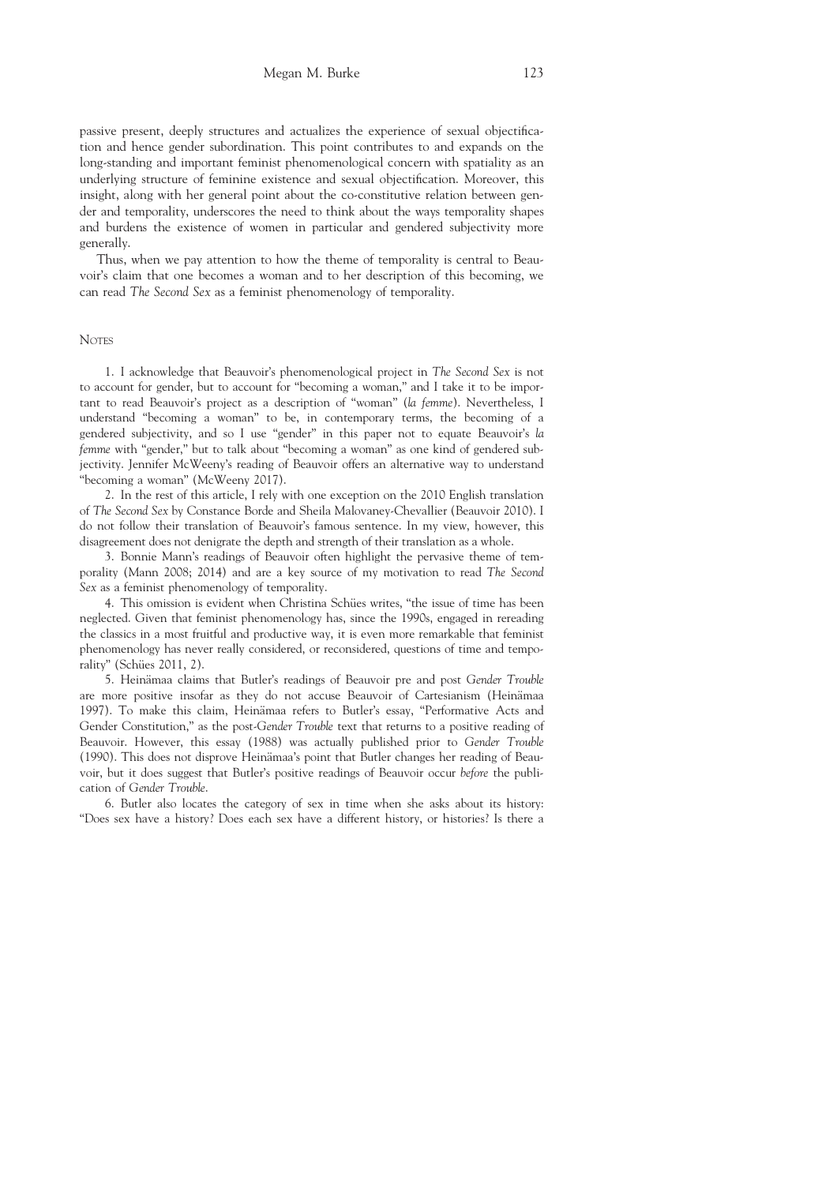passive present, deeply structures and actualizes the experience of sexual objectification and hence gender subordination. This point contributes to and expands on the long-standing and important feminist phenomenological concern with spatiality as an underlying structure of feminine existence and sexual objectification. Moreover, this insight, along with her general point about the co-constitutive relation between gender and temporality, underscores the need to think about the ways temporality shapes and burdens the existence of women in particular and gendered subjectivity more generally.

Thus, when we pay attention to how the theme of temporality is central to Beauvoir's claim that one becomes a woman and to her description of this becoming, we can read *The Second Sex* as a feminist phenomenology of temporality.

## Notes

1. I acknowledge that Beauvoir's phenomenological project in *The Second Sex* is not to account for gender, but to account for "becoming a woman," and I take it to be important to read Beauvoir's project as a description of "woman" (*la femme*). Nevertheless, I understand "becoming a woman" to be, in contemporary terms, the becoming of a gendered subjectivity, and so I use "gender" in this paper not to equate Beauvoir's *la femme* with "gender," but to talk about "becoming a woman" as one kind of gendered subjectivity. Jennifer McWeeny's reading of Beauvoir offers an alternative way to understand "becoming a woman" (McWeeny 2017).

2. In the rest of this article, I rely with one exception on the 2010 English translation of *The Second Sex* by Constance Borde and Sheila Malovaney-Chevallier (Beauvoir 2010). I do not follow their translation of Beauvoir's famous sentence. In my view, however, this disagreement does not denigrate the depth and strength of their translation as a whole.

3. Bonnie Mann's readings of Beauvoir often highlight the pervasive theme of temporality (Mann 2008; 2014) and are a key source of my motivation to read *The Second Sex* as a feminist phenomenology of temporality.

4. This omission is evident when Christina Schües writes, "the issue of time has been neglected. Given that feminist phenomenology has, since the 1990s, engaged in rereading the classics in a most fruitful and productive way, it is even more remarkable that feminist phenomenology has never really considered, or reconsidered, questions of time and temporality" (Schües 2011, 2).

5. Heinämaa claims that Butler's readings of Beauvoir pre and post *Gender Trouble* are more positive insofar as they do not accuse Beauvoir of Cartesianism (Heinämaa 1997). To make this claim, Heinämaa refers to Butler's essay, "Performative Acts and Gender Constitution," as the post-*Gender Trouble* text that returns to a positive reading of Beauvoir. However, this essay (1988) was actually published prior to *Gender Trouble* (1990). This does not disprove Heinämaa's point that Butler changes her reading of Beauvoir, but it does suggest that Butler's positive readings of Beauvoir occur *before* the publication of *Gender Trouble*.

6. Butler also locates the category of sex in time when she asks about its history: "Does sex have a history? Does each sex have a different history, or histories? Is there a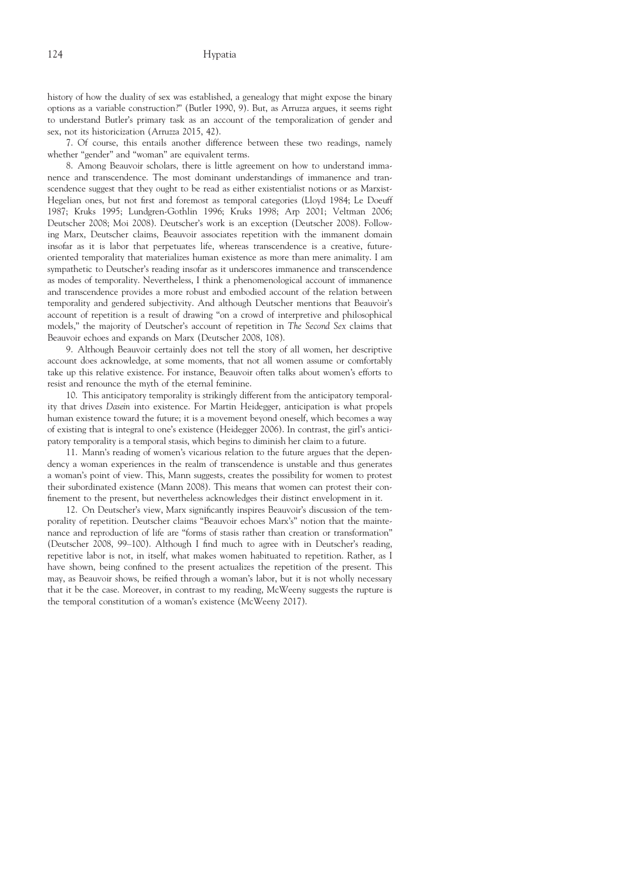history of how the duality of sex was established, a genealogy that might expose the binary options as a variable construction?" (Butler 1990, 9). But, as Arruzza argues, it seems right to understand Butler's primary task as an account of the temporalization of gender and sex, not its historicization (Arruzza 2015, 42).

7. Of course, this entails another difference between these two readings, namely whether "gender" and "woman" are equivalent terms.

8. Among Beauvoir scholars, there is little agreement on how to understand immanence and transcendence. The most dominant understandings of immanence and transcendence suggest that they ought to be read as either existentialist notions or as Marxist-Hegelian ones, but not first and foremost as temporal categories (Lloyd 1984; Le Doeuff 1987; Kruks 1995; Lundgren-Gothlin 1996; Kruks 1998; Arp 2001; Veltman 2006; Deutscher 2008; Moi 2008). Deutscher's work is an exception (Deutscher 2008). Following Marx, Deutscher claims, Beauvoir associates repetition with the immanent domain insofar as it is labor that perpetuates life, whereas transcendence is a creative, future-oriented temporality that materializes human existence as more than mere animality. I am sympathetic to Deutscher's reading insofar as it underscores immanence and transcendence as modes of temporality. Nevertheless, I think a phenomenological account of immanence and transcendence provides a more robust and embodied account of the relation between temporality and gendered subjectivity. And although Deutscher mentions that Beauvoir's account of repetition is a result of drawing "on a crowd of interpretive and philosophical models," the majority of Deutscher's account of repetition in *The Second Sex* claims that Beauvoir echoes and expands on Marx (Deutscher 2008, 108).

9. Although Beauvoir certainly does not tell the story of all women, her descriptive account does acknowledge, at some moments, that not all women assume or comfortably take up this relative existence. For instance, Beauvoir often talks about women's efforts to resist and renounce the myth of the eternal feminine.

10. This anticipatory temporality is strikingly different from the anticipatory temporality that drives *Dasein* into existence. For Martin Heidegger, anticipation is what propels human existence toward the future; it is a movement beyond oneself, which becomes a way of existing that is integral to one's existence (Heidegger 2006). In contrast, the girl's anticipatory temporality is a temporal stasis, which begins to diminish her claim to a future.

11. Mann's reading of women's vicarious relation to the future argues that the dependency a woman experiences in the realm of transcendence is unstable and thus generates a woman's point of view. This, Mann suggests, creates the possibility for women to protest their subordinated existence (Mann 2008). This means that women can protest their confinement to the present, but nevertheless acknowledges their distinct envelopment in it.

12. On Deutscher's view, Marx significantly inspires Beauvoir's discussion of the temporality of repetition. Deutscher claims "Beauvoir echoes Marx's" notion that the maintenance and reproduction of life are "forms of stasis rather than creation or transformation" (Deutscher 2008, 99–100). Although I find much to agree with in Deutscher's reading, repetitive labor is not, in itself, what makes women habituated to repetition. Rather, as I have shown, being confined to the present actualizes the repetition of the present. This may, as Beauvoir shows, be reified through a woman's labor, but it is not wholly necessary that it be the case. Moreover, in contrast to my reading, McWeeny suggests the rupture is the temporal constitution of a woman's existence (McWeeny 2017).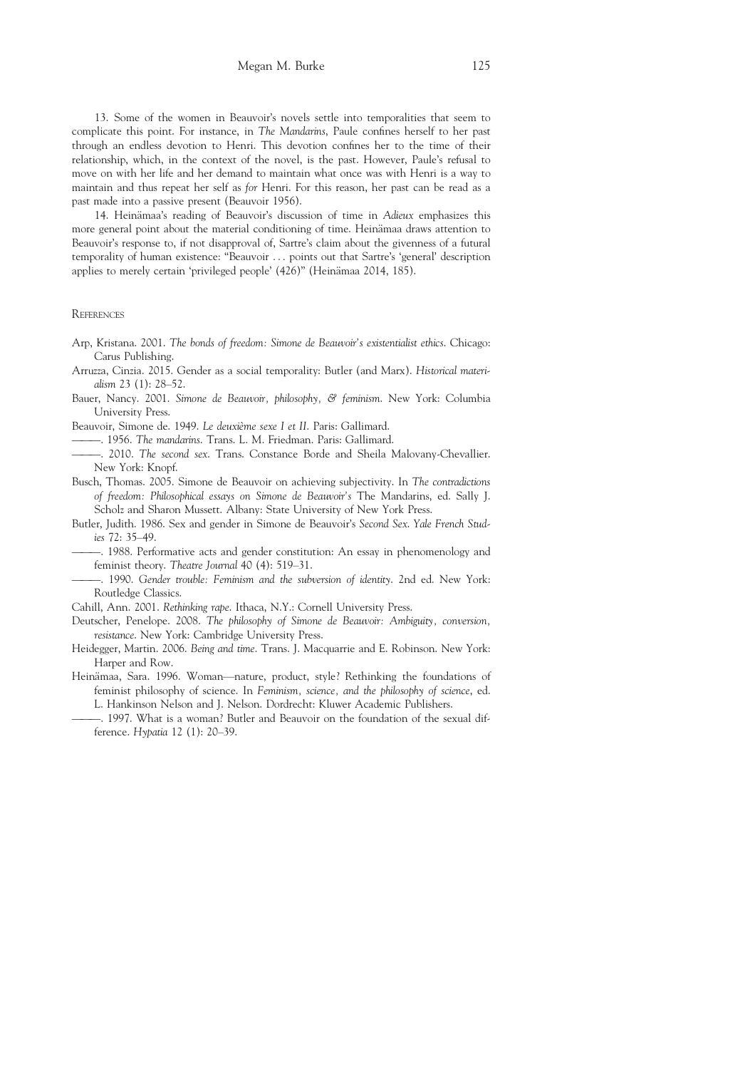13. Some of the women in Beauvoir's novels settle into temporalities that seem to complicate this point. For instance, in *The Mandarins*, Paule confines herself to her past through an endless devotion to Henri. This devotion confines her to the time of their relationship, which, in the context of the novel, is the past. However, Paule's refusal to move on with her life and her demand to maintain what once was with Henri is a way to maintain and thus repeat her self as *for* Henri. For this reason, her past can be read as a past made into a passive present (Beauvoir 1956).

14. Heinämaa's reading of Beauvoir's discussion of time in *Adieux* emphasizes this more general point about the material conditioning of time. Heinämaa draws attention to Beauvoir's response to, if not disapproval of, Sartre's claim about the givenness of a futural temporality of human existence: "Beauvoir . . . points out that Sartre's 'general' description applies to merely certain 'privileged people' (426)" (Heinämaa 2014, 185).

## References

Arp, Kristana. 2001. *The bonds of freedom: Simone de Beauvoir's existentialist ethics*. Chicago: Carus Publishing.

Arruza, Cinzia. 2015. Gender as a social temporality: Butler (and Marx). *Historical materialism* 23 (1): 28–52.

Bauer, Nancy. 2001. *Simone de Beauvoir, philosophy, & feminism*. New York: Columbia University Press.

Beauvoir, Simone de. 1949. *Le deuxième sexe I et II*. Paris: Gallimard.

———. 1956. *The mandarins*. Trans. L. M. Friedman. Paris: Gallimard.

———. 2010. *The second sex*. Trans. Constance Borde and Sheila Malovany-Chevallier. New York: Knopf.

Busch, Thomas. 2005. Simone de Beauvoir on achieving subjectivity. In *The contradictions of freedom: Philosophical essays on Simone de Beauvoir's* The Mandarins, ed. Sally J. Scholz and Sharon Mussett. Albany: State University of New York Press.

Butler, Judith. 1986. Sex and gender in Simone de Beauvoir's *Second Sex*. *Yale French Studies* 72: 35–49.

———. 1988. Performative acts and gender constitution: An essay in phenomenology and feminist theory. *Theatre Journal* 40 (4): 519–31.

———. 1990. *Gender trouble: Feminism and the subversion of identity*. 2nd ed. New York: Routledge Classics.

Cahill, Ann. 2001. *Rethinking rape*. Ithaca, N.Y.: Cornell University Press.

Deutscher, Penelope. 2008. *The philosophy of Simone de Beauvoir: Ambiguity, conversion, resistance*. New York: Cambridge University Press.

Heidegger, Martin. 2006. *Being and time*. Trans. J. Macquarrie and E. Robinson. New York: Harper and Row.

Heinämaa, Sara. 1996. Woman—nature, product, style? Rethinking the foundations of feminist philosophy of science. In *Feminism, science, and the philosophy of science*, ed. L. Hankinson Nelson and J. Nelson. Dordrecht: Kluwer Academic Publishers.

———. 1997. What is a woman? Butler and Beauvoir on the foundation of the sexual difference. *Hypatia* 12 (1): 20–39.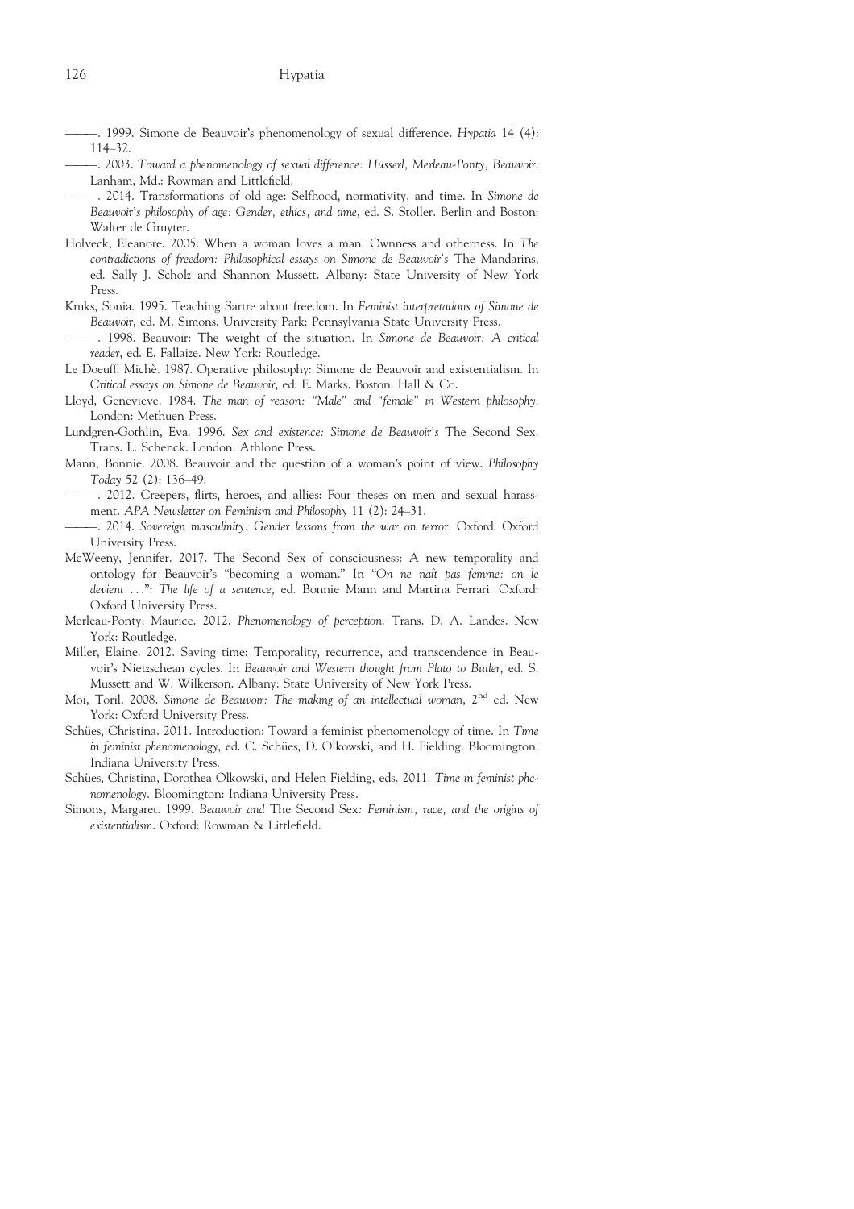———. 1999. Simone de Beauvoir's phenomenology of sexual difference. *Hypatia* 14 (4): 114–32.

———. 2003. *Toward a phenomenology of sexual difference: Husserl, Merleau-Ponty, Beauvoir*. Lanham, Md.: Rowman and Littlefield.

———. 2014. Transformations of old age: Selfhood, normativity, and time. In *Simone de Beauvoir's philosophy of age: Gender, ethics, and time*, ed. S. Stoller. Berlin and Boston: Walter de Gruyter.

Holveck, Eleanore. 2005. When a woman loves a man: Ownness and otherness. In *The contradictions of freedom: Philosophical essays on Simone de Beauvoir's* The Mandarins, ed. Sally J. Scholz and Shannon Mussett. Albany: State University of New York Press.

Kruks, Sonia. 1995. Teaching Sartre about freedom. In *Feminist interpretations of Simone de Beauvoir*, ed. M. Simons. University Park: Pennsylvania State University Press.

———. 1998. Beauvoir: The weight of the situation. In *Simone de Beauvoir: A critical reader*, ed. E. Fallaize. New York: Routledge.

Le Doeuff, Michè. 1987. Operative philosophy: Simone de Beauvoir and existentialism. In *Critical essays on Simone de Beauvoir*, ed. E. Marks. Boston: Hall & Co.

Lloyd, Genevieve. 1984. *The man of reason: "Male" and "female" in Western philosophy*. London: Methuen Press.

Lundgren-Gothlin, Eva. 1996. *Sex and existence: Simone de Beauvoir's* The Second Sex. Trans. L. Schenck. London: Athlone Press.

Mann, Bonnie. 2008. Beauvoir and the question of a woman's point of view. *Philosophy Today* 52 (2): 136–49.

———. 2012. Creepers, flirts, heroes, and allies: Four theses on men and sexual harassment. *APA Newsletter on Feminism and Philosophy* 11 (2): 24–31.

———. 2014. *Sovereign masculinity: Gender lessons from the war on terror*. Oxford: Oxford University Press.

McWeeny, Jennifer. 2017. The Second Sex of consciousness: A new temporality and ontology for Beauvoir's "becoming a woman." In *"On ne naît pas femme: on le devient . . .": The life of a sentence*, ed. Bonnie Mann and Martina Ferrari. Oxford: Oxford University Press.

Merleau-Ponty, Maurice. 2012. *Phenomenology of perception*. Trans. D. A. Landes. New York: Routledge.

Miller, Elaine. 2012. Saving time: Temporality, recurrence, and transcendence in Beauvoir's Nietzschean cycles. In *Beauvoir and Western thought from Plato to Butler*, ed. S. Mussett and W. Wilkerson. Albany: State University of New York Press.

Moi, Toril. 2008. *Simone de Beauvoir: The making of an intellectual woman*, 2nd ed. New York: Oxford University Press.

Schües, Christina. 2011. Introduction: Toward a feminist phenomenology of time. In *Time in feminist phenomenology*, ed. C. Schües, D. Olkowski, and H. Fielding. Bloomington: Indiana University Press.

Schües, Christina, Dorothea Olkowski, and Helen Fielding, eds. 2011. *Time in feminist phenomenology*. Bloomington: Indiana University Press.

Simons, Margaret. 1999. *Beauvoir and* The Second Sex*: Feminism, race, and the origins of existentialism*. Oxford: Rowman & Littlefield.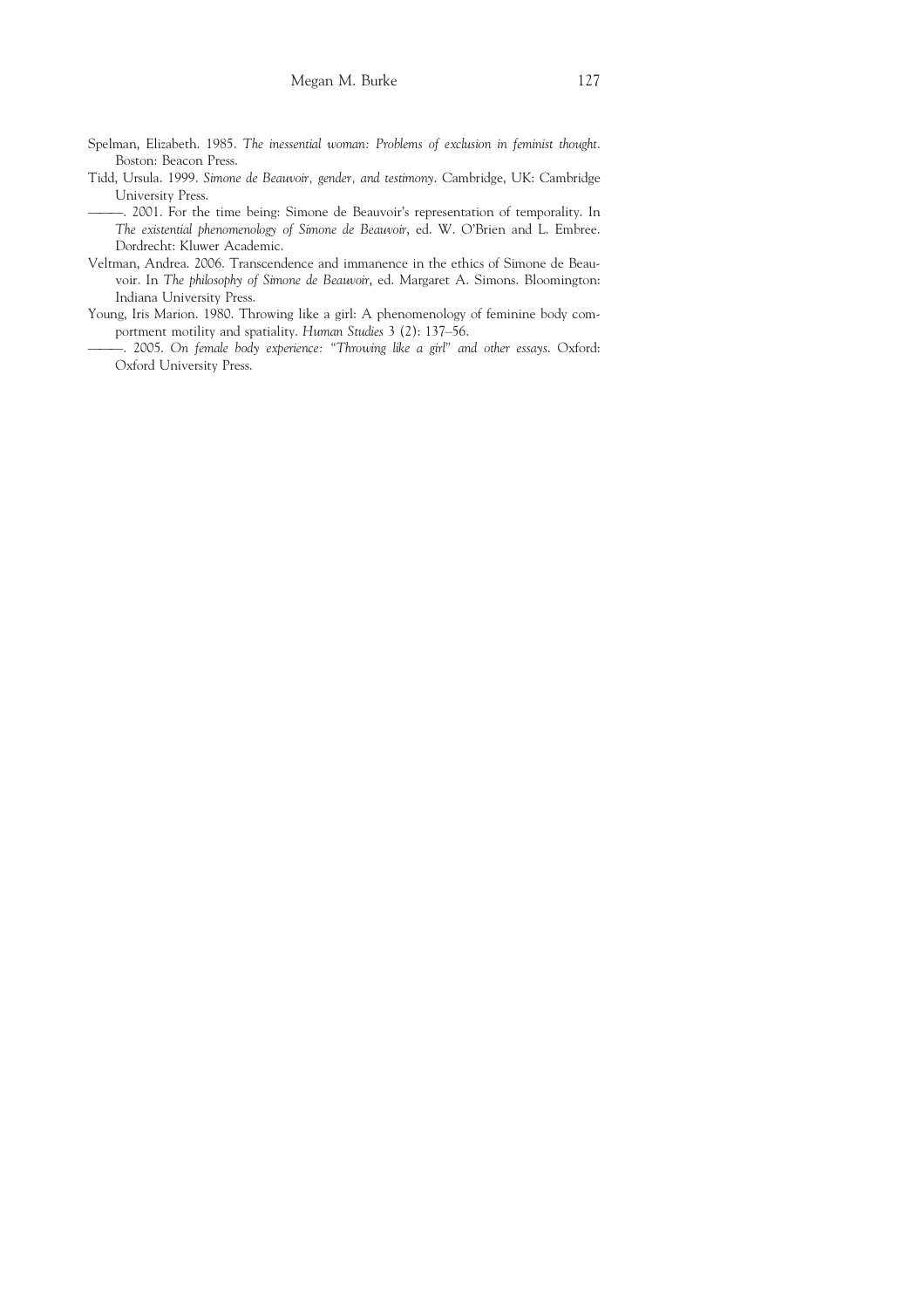Spelman, Elizabeth. 1985. *The inessential woman: Problems of exclusion in feminist thought*. Boston: Beacon Press.

Tidd, Ursula. 1999. *Simone de Beauvoir, gender, and testimony*. Cambridge, UK: Cambridge University Press.

———. 2001. For the time being: Simone de Beauvoir's representation of temporality. In *The existential phenomenology of Simone de Beauvoir*, ed. W. O'Brien and L. Embree. Dordrecht: Kluwer Academic.

Veltman, Andrea. 2006. Transcendence and immanence in the ethics of Simone de Beauvoir. In *The philosophy of Simone de Beauvoir*, ed. Margaret A. Simons. Bloomington: Indiana University Press.

Young, Iris Marion. 1980. Throwing like a girl: A phenomenology of feminine body comportment motility and spatiality. *Human Studies* 3 (2): 137–56.

———. 2005. *On female body experience: "Throwing like a girl" and other essays*. Oxford: Oxford University Press.